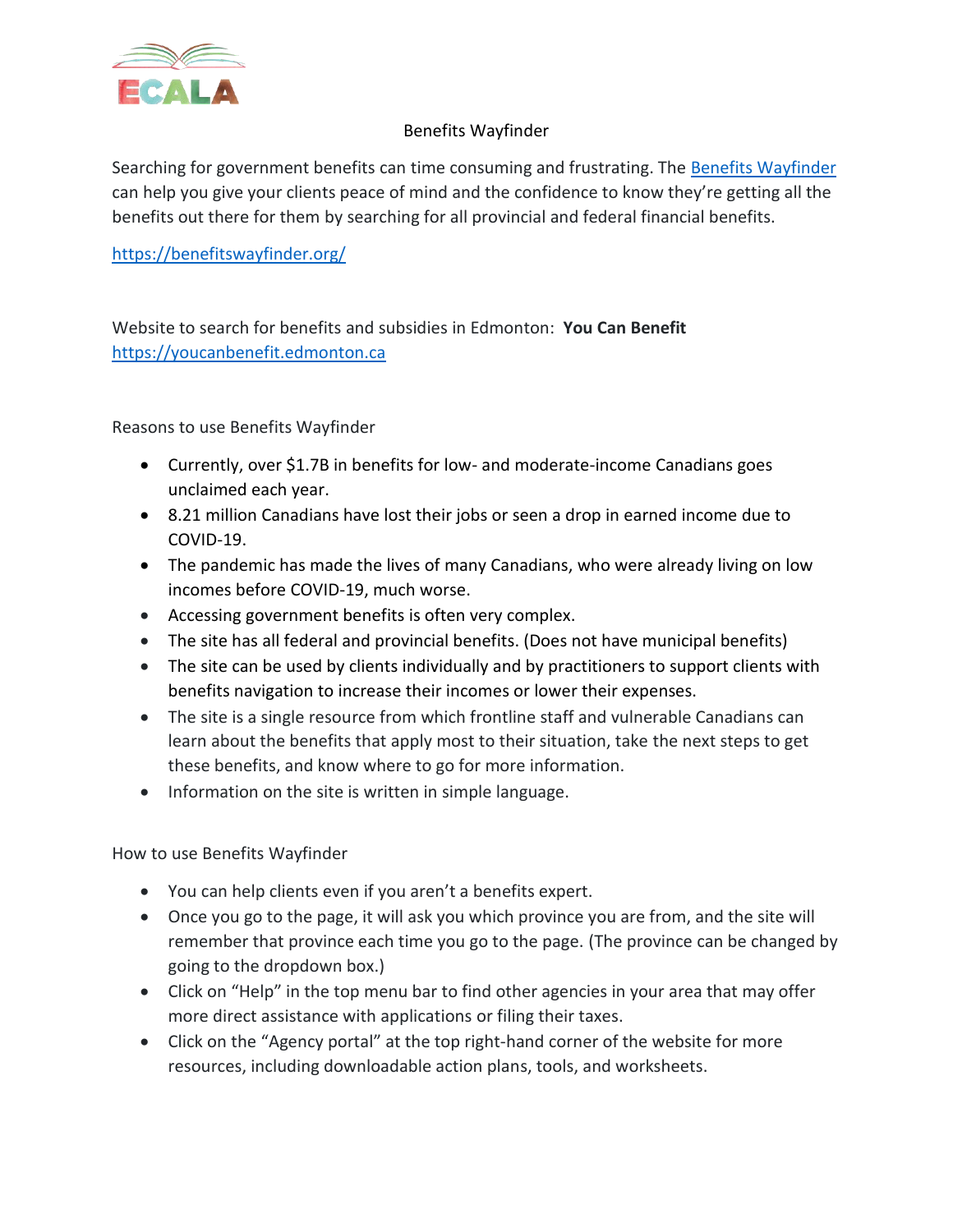ECALA

# Benefits Wayfinder

Searching for government benefits can time consuming and frustrating. The [Benefits Wayfinder](https://benefitswayfinder.org/) can help you give your clients peace of mind and the confidence to know they're getting all the benefits out there for them by searching for all provincial and federal financial benefits.

https://benefitswayfinder.org/

Website to search for benefits and subsidies in Edmonton: **You Can Benefit** https://youcanbenefit.edmonton.ca

## Reasons to use Benefits Wayfinder

- Currently, over $1.7B in benefits for low- and moderate-income Canadians goes unclaimed each year.
- 8.21 million Canadians have lost their jobs or seen a drop in earned income due to COVID-19.
- The pandemic has made the lives of many Canadians, who were already living on low incomes before COVID-19, much worse.
- Accessing government benefits is often very complex.
- The site has all federal and provincial benefits. (Does not have municipal benefits)
- The site can be used by clients individually and by practitioners to support clients with benefits navigation to increase their incomes or lower their expenses.
- The site is a single resource from which frontline staff and vulnerable Canadians can learn about the benefits that apply most to their situation, take the next steps to get these benefits, and know where to go for more information.
- Information on the site is written in simple language.

## How to use Benefits Wayfinder

- You can help clients even if you aren't a benefits expert.
- Once you go to the page, it will ask you which province you are from, and the site will remember that province each time you go to the page. (The province can be changed by going to the dropdown box.)
- Click on "Help" in the top menu bar to find other agencies in your area that may offer more direct assistance with applications or filing their taxes.
- Click on the "Agency portal" at the top right-hand corner of the website for more resources, including downloadable action plans, tools, and worksheets.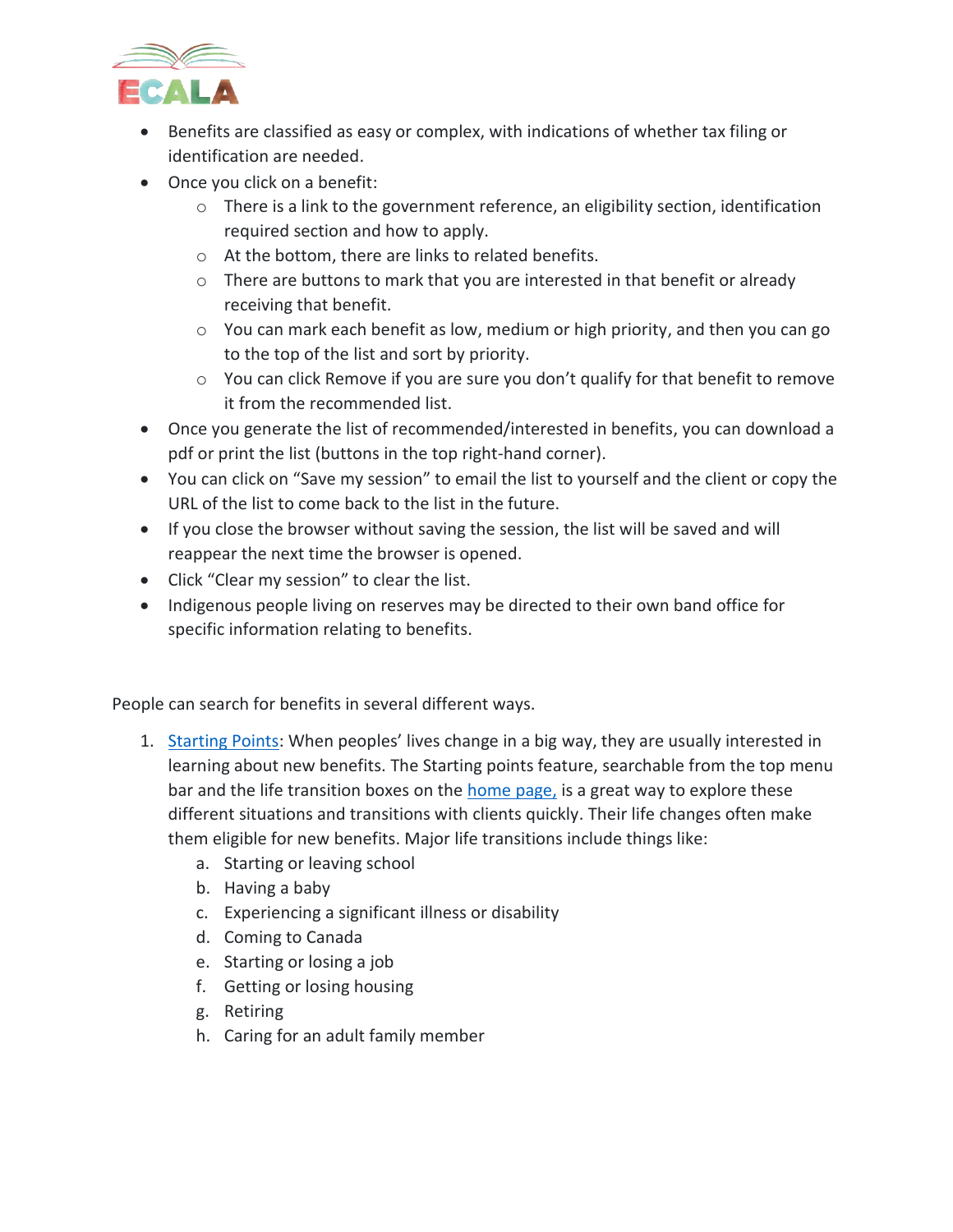- Benefits are classified as easy or complex, with indications of whether tax filing or identification are needed.
- Once you click on a benefit:
  - There is a link to the government reference, an eligibility section, identification required section and how to apply.
  - At the bottom, there are links to related benefits.
  - There are buttons to mark that you are interested in that benefit or already receiving that benefit.
  - You can mark each benefit as low, medium or high priority, and then you can go to the top of the list and sort by priority.
  - You can click Remove if you are sure you don't qualify for that benefit to remove it from the recommended list.
- Once you generate the list of recommended/interested in benefits, you can download a pdf or print the list (buttons in the top right-hand corner).
- You can click on "Save my session" to email the list to yourself and the client or copy the URL of the list to come back to the list in the future.
- If you close the browser without saving the session, the list will be saved and will reappear the next time the browser is opened.
- Click "Clear my session" to clear the list.
- Indigenous people living on reserves may be directed to their own band office for specific information relating to benefits.

People can search for benefits in several different ways.

1. Starting Points: When peoples' lives change in a big way, they are usually interested in learning about new benefits. The Starting points feature, searchable from the top menu bar and the life transition boxes on the home page, is a great way to explore these different situations and transitions with clients quickly. Their life changes often make them eligible for new benefits. Major life transitions include things like:
   a. Starting or leaving school
   b. Having a baby
   c. Experiencing a significant illness or disability
   d. Coming to Canada
   e. Starting or losing a job
   f. Getting or losing housing
   g. Retiring
   h. Caring for an adult family member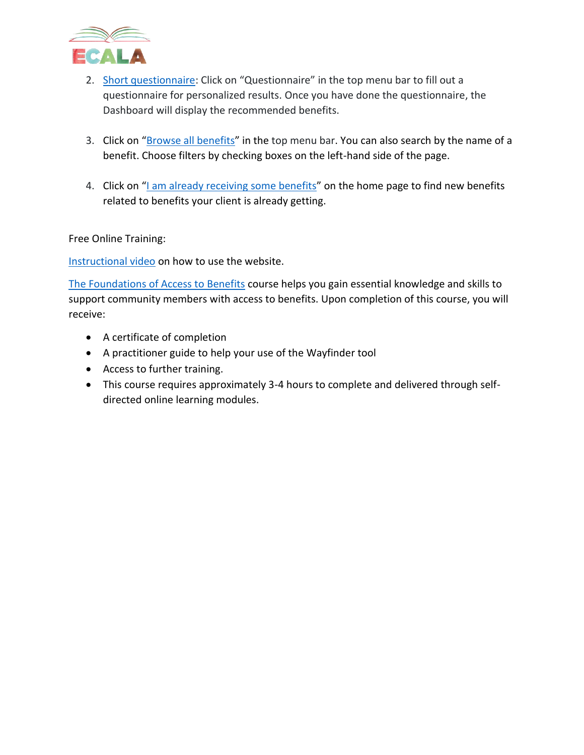2. Short questionnaire: Click on "Questionnaire" in the top menu bar to fill out a questionnaire for personalized results. Once you have done the questionnaire, the Dashboard will display the recommended benefits.

3. Click on "Browse all benefits" in the top menu bar. You can also search by the name of a benefit. Choose filters by checking boxes on the left-hand side of the page.

4. Click on "I am already receiving some benefits" on the home page to find new benefits related to benefits your client is already getting.

Free Online Training:

Instructional video on how to use the website.

The Foundations of Access to Benefits course helps you gain essential knowledge and skills to support community members with access to benefits. Upon completion of this course, you will receive:

- A certificate of completion
- A practitioner guide to help your use of the Wayfinder tool
- Access to further training.
- This course requires approximately 3-4 hours to complete and delivered through self-directed online learning modules.